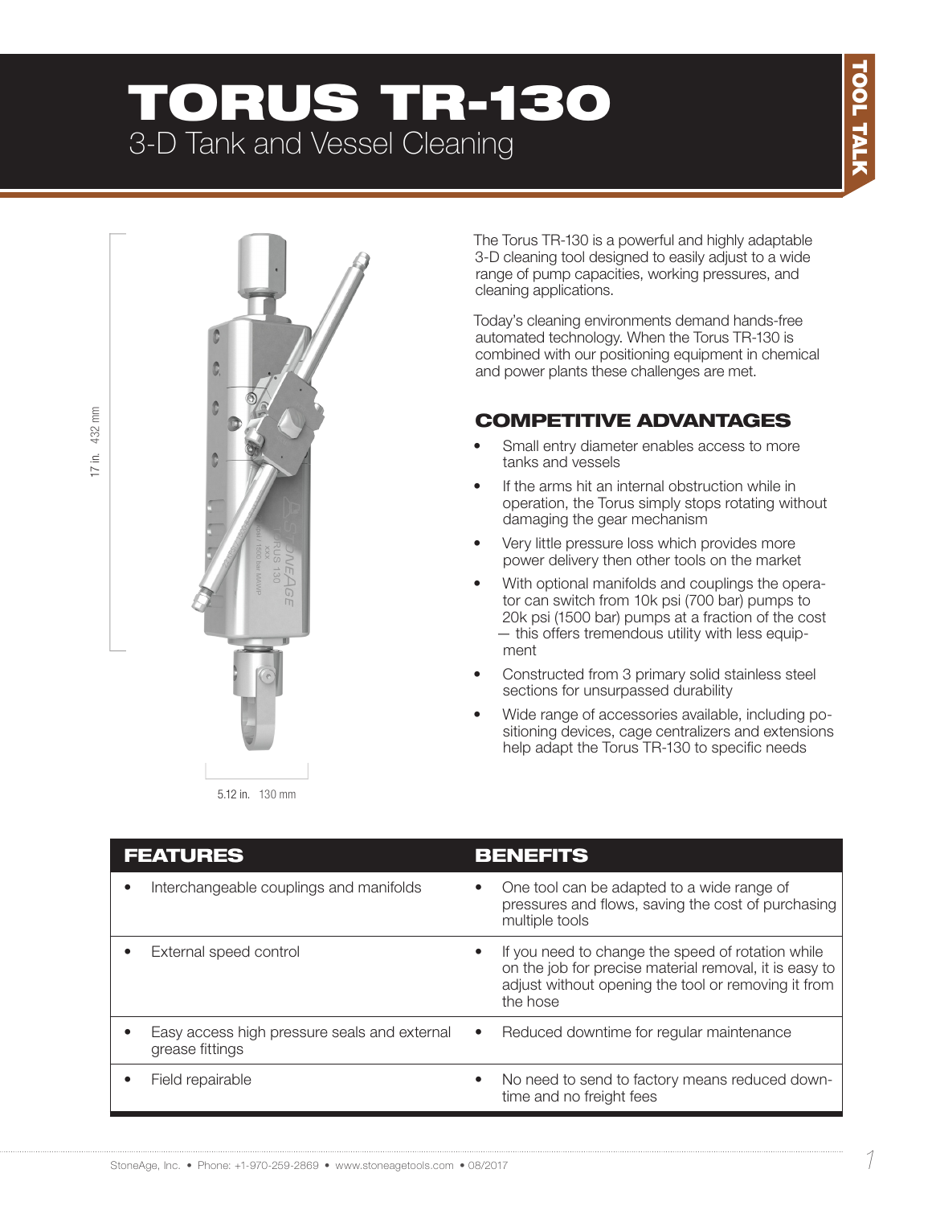# TORUS TR-130

## 3-D Tank and Vessel Cleaning

TOOL TALK

17 in. 432 mm

5.12 in. 130 mm

The Torus TR-130 is a powerful and highly adaptable 3-D cleaning tool designed to easily adjust to a wide range of pump capacities, working pressures, and cleaning applications.

Today's cleaning environments demand hands-free automated technology. When the Torus TR-130 is combined with our positioning equipment in chemical and power plants these challenges are met.

## COMPETITIVE ADVANTAGES

- Small entry diameter enables access to more tanks and vessels
- If the arms hit an internal obstruction while in operation, the Torus simply stops rotating without damaging the gear mechanism
- Very little pressure loss which provides more power delivery then other tools on the market
- With optional manifolds and couplings the operator can switch from 10k psi (700 bar) pumps to 20k psi (1500 bar) pumps at a fraction of the cost — this offers tremendous utility with less equipment
- Constructed from 3 primary solid stainless steel sections for unsurpassed durability
- Wide range of accessories available, including positioning devices, cage centralizers and extensions help adapt the Torus TR-130 to specific needs

| FEATURES | BENEFITS |
|---|---|
| • Interchangeable couplings and manifolds | • One tool can be adapted to a wide range of pressures and flows, saving the cost of purchasing multiple tools |
| • External speed control | • If you need to change the speed of rotation while on the job for precise material removal, it is easy to adjust without opening the tool or removing it from the hose |
| • Easy access high pressure seals and external grease fittings | • Reduced downtime for regular maintenance |
| • Field repairable | • No need to send to factory means reduced downtime and no freight fees |

StoneAge, Inc. • Phone: +1-970-259-2869 • www.stoneagetools.com • 08/2017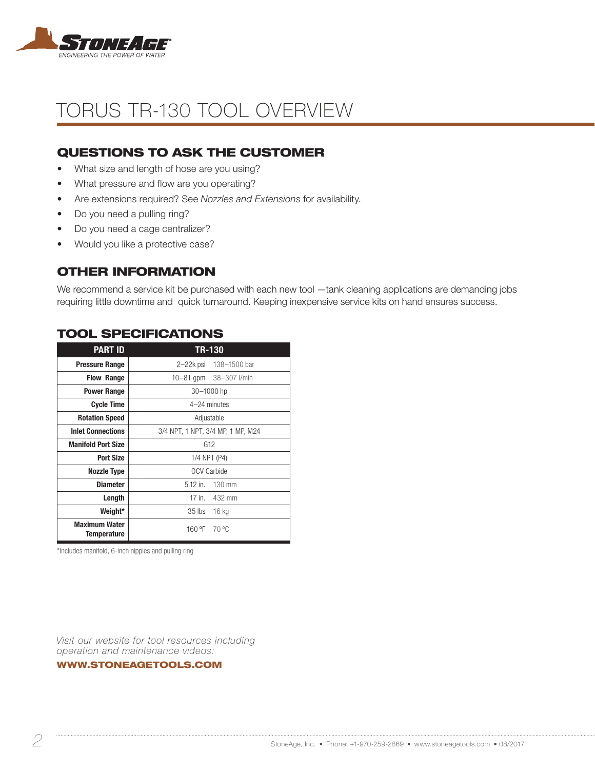# TORUS TR-130 TOOL OVERVIEW

## QUESTIONS TO ASK THE CUSTOMER

- What size and length of hose are you using?
- What pressure and flow are you operating?
- Are extensions required? See *Nozzles and Extensions* for availability.
- Do you need a pulling ring?
- Do you need a cage centralizer?
- Would you like a protective case?

## OTHER INFORMATION

We recommend a service kit be purchased with each new tool —tank cleaning applications are demanding jobs requiring little downtime and quick turnaround. Keeping inexpensive service kits on hand ensures success.

## TOOL SPECIFICATIONS

| PART ID | TR-130 |
|---|---|
| **Pressure Range** | 2–22k psi 138–1500 bar |
| **Flow Range** | 10–81 gpm 38–307 l/min |
| **Power Range** | 30–1000 hp |
| **Cycle Time** | 4–24 minutes |
| **Rotation Speed** | Adjustable |
| **Inlet Connections** | 3/4 NPT, 1 NPT, 3/4 MP, 1 MP, M24 |
| **Manifold Port Size** | G12 |
| **Port Size** | 1/4 NPT (P4) |
| **Nozzle Type** | OCV Carbide |
| **Diameter** | 5.12 in. 130 mm |
| **Length** | 17 in. 432 mm |
| **Weight*** | 35 lbs 16 kg |
| **Maximum Water Temperature** | 160 ºF 70 ºC |

*Includes manifold, 6-inch nipples and pulling ring

*Visit our website for tool resources including operation and maintenance videos:*

**WWW.STONEAGETOOLS.COM**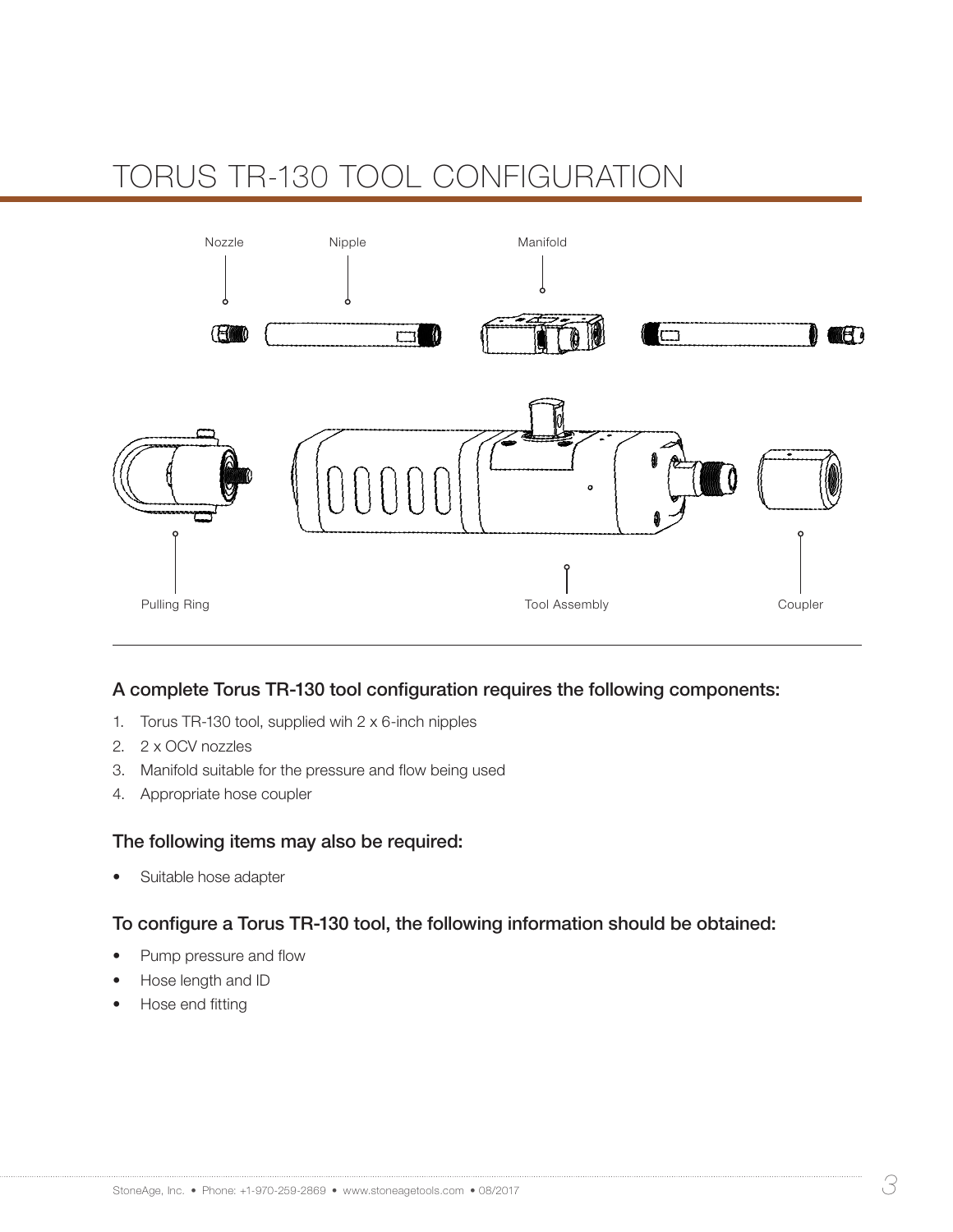# TORUS TR-130 TOOL CONFIGURATION

Nozzle

Nipple

Manifold

Pulling Ring

Tool Assembly

Coupler

### A complete Torus TR-130 tool configuration requires the following components:

1. Torus TR-130 tool, supplied wih 2 x 6-inch nipples
2. 2 x OCV nozzles
3. Manifold suitable for the pressure and flow being used
4. Appropriate hose coupler

### The following items may also be required:

- Suitable hose adapter

### To configure a Torus TR-130 tool, the following information should be obtained:

- Pump pressure and flow
- Hose length and ID
- Hose end fitting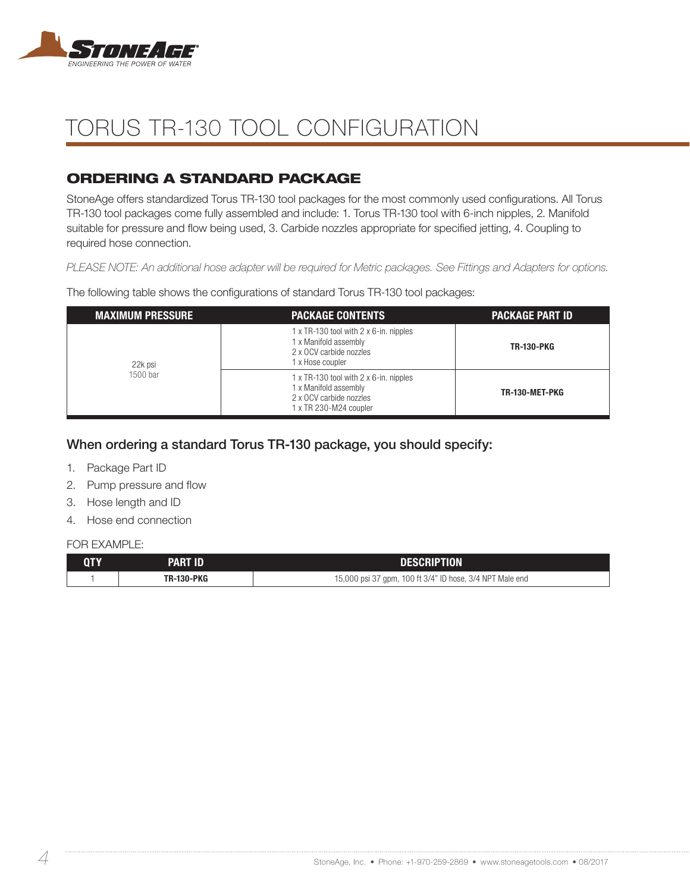# TORUS TR-130 TOOL CONFIGURATION

## ORDERING A STANDARD PACKAGE

StoneAge offers standardized Torus TR-130 tool packages for the most commonly used configurations. All Torus TR-130 tool packages come fully assembled and include: 1. Torus TR-130 tool with 6-inch nipples, 2. Manifold suitable for pressure and flow being used, 3. Carbide nozzles appropriate for specified jetting, 4. Coupling to required hose connection.

*PLEASE NOTE: An additional hose adapter will be required for Metric packages. See Fittings and Adapters for options.*

The following table shows the configurations of standard Torus TR-130 tool packages:

| MAXIMUM PRESSURE | PACKAGE CONTENTS | PACKAGE PART ID |
|---|---|---|
| 22k psi<br>1500 bar | 1 x TR-130 tool with 2 x 6-in. nipples<br>1 x Manifold assembly<br>2 x OCV carbide nozzles<br>1 x Hose coupler | **TR-130-PKG** |
| | 1 x TR-130 tool with 2 x 6-in. nipples<br>1 x Manifold assembly<br>2 x OCV carbide nozzles<br>1 x TR 230-M24 coupler | **TR-130-MET-PKG** |

### When ordering a standard Torus TR-130 package, you should specify:

1. Package Part ID
2. Pump pressure and flow
3. Hose length and ID
4. Hose end connection

FOR EXAMPLE:

| QTY | PART ID | DESCRIPTION |
|---|---|---|
| 1 | **TR-130-PKG** | 15,000 psi 37 gpm, 100 ft 3/4" ID hose, 3/4 NPT Male end |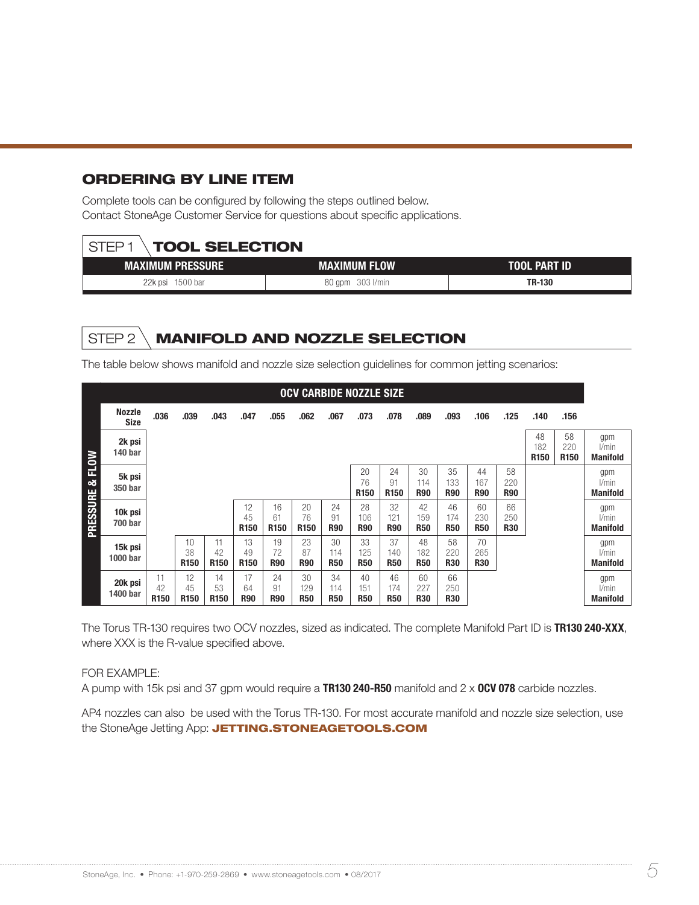## ORDERING BY LINE ITEM

Complete tools can be configured by following the steps outlined below.
Contact StoneAge Customer Service for questions about specific applications.

### STEP 1 TOOL SELECTION

| MAXIMUM PRESSURE | MAXIMUM FLOW | TOOL PART ID |
|---|---|---|
| 22k psi 1500 bar | 80 gpm 303 l/min | **TR-130** |

### STEP 2 MANIFOLD AND NOZZLE SELECTION

The table below shows manifold and nozzle size selection guidelines for common jetting scenarios:

| PRESSURE & FLOW | OCV CARBIDE NOZZLE SIZE | | | | | | | | | | | | | | | |
|---|---|---|---|---|---|---|---|---|---|---|---|---|---|---|---|---|
| **Nozzle Size** | **.036** | **.039** | **.043** | **.047** | **.055** | **.062** | **.067** | **.073** | **.078** | **.089** | **.093** | **.106** | **.125** | **.140** | **.156** | |
| **2k psi 140 bar** | | | | | | | | | | | | | | 48 182 **R150** | 58 220 **R150** | gpm l/min **Manifold** |
| **5k psi 350 bar** | | | | | | | | 20 76 **R150** | 24 91 **R150** | 30 114 **R90** | 35 133 **R90** | 44 167 **R90** | 58 220 **R90** | | | gpm l/min **Manifold** |
| **10k psi 700 bar** | | | | 12 45 **R150** | 16 61 **R150** | 20 76 **R150** | 24 91 **R90** | 28 106 **R90** | 32 121 **R90** | 42 159 **R50** | 46 174 **R50** | 60 230 **R50** | 66 250 **R30** | | | gpm l/min **Manifold** |
| **15k psi 1000 bar** | | 10 38 **R150** | 11 42 **R150** | 13 49 **R150** | 19 72 **R90** | 23 87 **R90** | 30 114 **R50** | 33 125 **R50** | 37 140 **R50** | 48 182 **R50** | 58 220 **R30** | 70 265 **R30** | | | | gpm l/min **Manifold** |
| **20k psi 1400 bar** | 11 42 **R150** | 12 45 **R150** | 14 53 **R150** | 17 64 **R90** | 24 91 **R90** | 30 129 **R50** | 34 114 **R50** | 40 151 **R50** | 46 174 **R50** | 60 227 **R30** | 66 250 **R30** | | | | | gpm l/min **Manifold** |

The Torus TR-130 requires two OCV nozzles, sized as indicated. The complete Manifold Part ID is **TR130 240-XXX**, where XXX is the R-value specified above.

FOR EXAMPLE:
A pump with 15k psi and 37 gpm would require a **TR130 240-R50** manifold and 2 x **OCV 078** carbide nozzles.

AP4 nozzles can also be used with the Torus TR-130. For most accurate manifold and nozzle size selection, use the StoneAge Jetting App: **JETTING.STONEAGETOOLS.COM**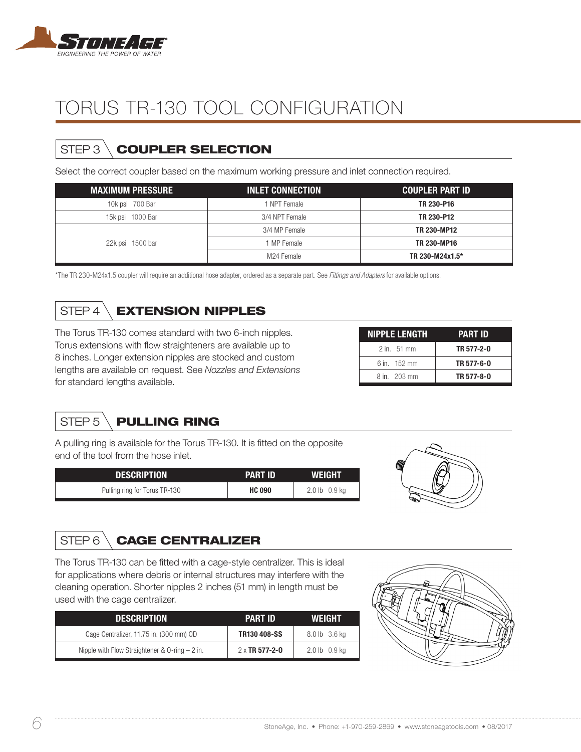# TORUS TR-130 TOOL CONFIGURATION

## STEP 3 COUPLER SELECTION

Select the correct coupler based on the maximum working pressure and inlet connection required.

| MAXIMUM PRESSURE | INLET CONNECTION | COUPLER PART ID |
|---|---|---|
| 10k psi 700 Bar | 1 NPT Female | **TR 230-P16** |
| 15k psi 1000 Bar | 3/4 NPT Female | **TR 230-P12** |
| 22k psi 1500 bar | 3/4 MP Female | **TR 230-MP12** |
| | 1 MP Female | **TR 230-MP16** |
| | M24 Female | **TR 230-M24x1.5*** |

*The TR 230-M24x1.5 coupler will require an additional hose adapter, ordered as a separate part. See *Fittings and Adapters* for available options.

## STEP 4 EXTENSION NIPPLES

The Torus TR-130 comes standard with two 6-inch nipples. Torus extensions with flow straighteners are available up to 8 inches. Longer extension nipples are stocked and custom lengths are available on request. See *Nozzles and Extensions* for standard lengths available.

| NIPPLE LENGTH | PART ID |
|---|---|
| 2 in. 51 mm | **TR 577-2-0** |
| 6 in. 152 mm | **TR 577-6-0** |
| 8 in. 203 mm | **TR 577-8-0** |

## STEP 5 PULLING RING

A pulling ring is available for the Torus TR-130. It is fitted on the opposite end of the tool from the hose inlet.

| DESCRIPTION | PART ID | WEIGHT |
|---|---|---|
| Pulling ring for Torus TR-130 | **HC 090** | 2.0 lb 0.9 kg |

## STEP 6 CAGE CENTRALIZER

The Torus TR-130 can be fitted with a cage-style centralizer. This is ideal for applications where debris or internal structures may interfere with the cleaning operation. Shorter nipples 2 inches (51 mm) in length must be used with the cage centralizer.

| DESCRIPTION | PART ID | WEIGHT |
|---|---|---|
| Cage Centralizer, 11.75 in. (300 mm) OD | **TR130 408-SS** | 8.0 lb 3.6 kg |
| Nipple with Flow Straightener & O-ring – 2 in. | 2 x **TR 577-2-0** | 2.0 lb 0.9 kg |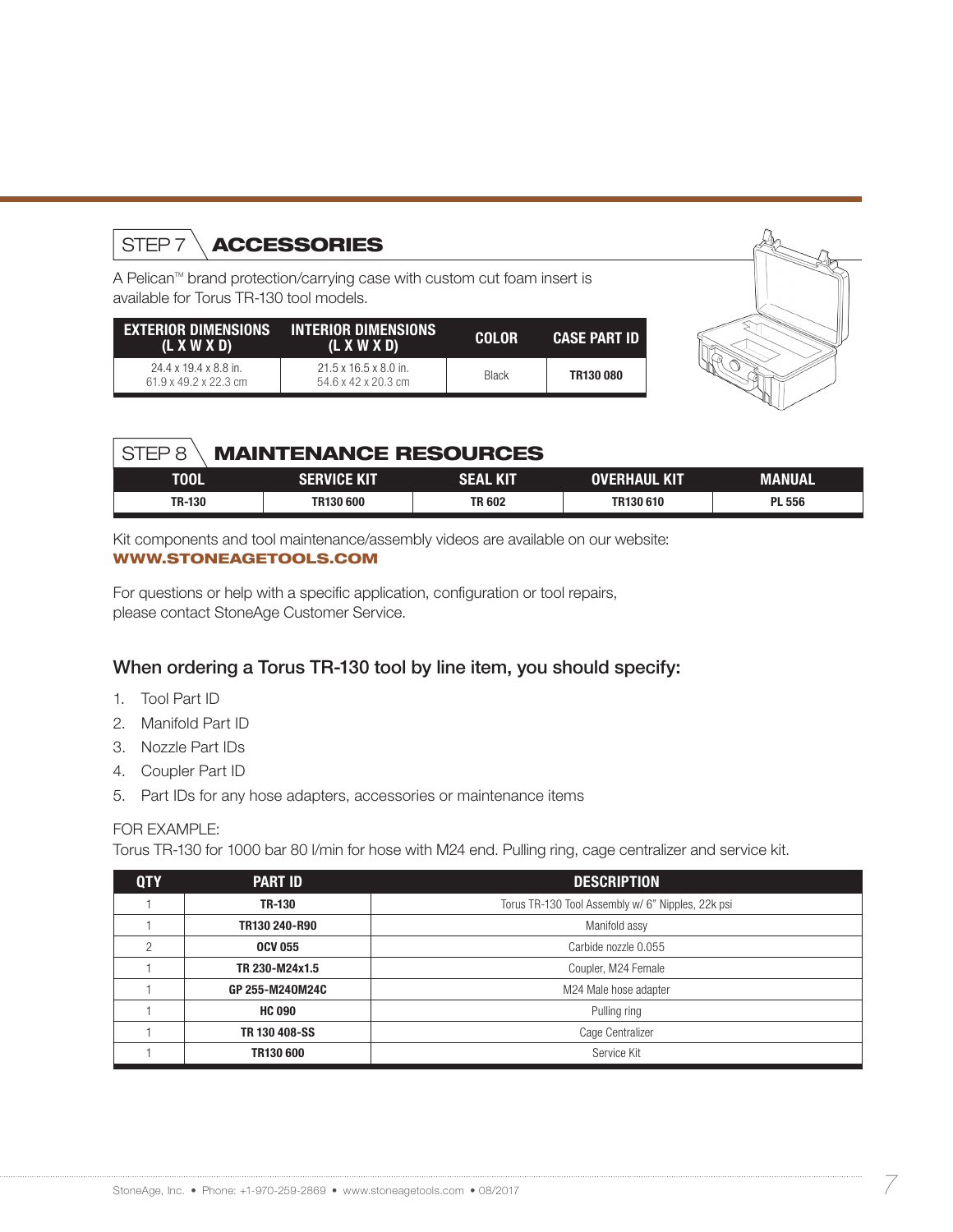## STEP 7 ACCESSORIES

A Pelican™ brand protection/carrying case with custom cut foam insert is available for Torus TR-130 tool models.

| EXTERIOR DIMENSIONS (L X W X D) | INTERIOR DIMENSIONS (L X W X D) | COLOR | CASE PART ID |
|---|---|---|---|
| 24.4 x 19.4 x 8.8 in.<br>61.9 x 49.2 x 22.3 cm | 21.5 x 16.5 x 8.0 in.<br>54.6 x 42 x 20.3 cm | Black | **TR130 080** |

## STEP 8 MAINTENANCE RESOURCES

| TOOL | SERVICE KIT | SEAL KIT | OVERHAUL KIT | MANUAL |
|---|---|---|---|---|
| **TR-130** | **TR130 600** | **TR 602** | **TR130 610** | **PL 556** |

Kit components and tool maintenance/assembly videos are available on our website:
**WWW.STONEAGETOOLS.COM**

For questions or help with a specific application, configuration or tool repairs, please contact StoneAge Customer Service.

### When ordering a Torus TR-130 tool by line item, you should specify:

1. Tool Part ID
2. Manifold Part ID
3. Nozzle Part IDs
4. Coupler Part ID
5. Part IDs for any hose adapters, accessories or maintenance items

FOR EXAMPLE:
Torus TR-130 for 1000 bar 80 l/min for hose with M24 end. Pulling ring, cage centralizer and service kit.

| QTY | PART ID | DESCRIPTION |
|---|---|---|
| 1 | **TR-130** | Torus TR-130 Tool Assembly w/ 6" Nipples, 22k psi |
| 1 | **TR130 240-R90** | Manifold assy |
| 2 | **OCV 055** | Carbide nozzle 0.055 |
| 1 | **TR 230-M24x1.5** | Coupler, M24 Female |
| 1 | **GP 255-M240M24C** | M24 Male hose adapter |
| 1 | **HC 090** | Pulling ring |
| 1 | **TR 130 408-SS** | Cage Centralizer |
| 1 | **TR130 600** | Service Kit |